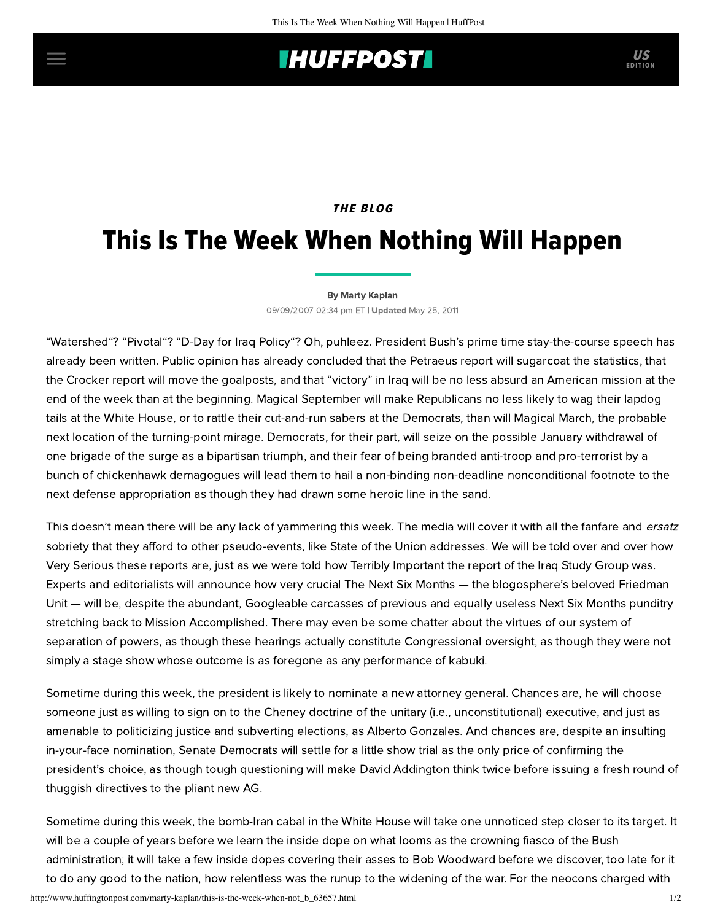*THE BLOG*

# This Is The Week When Nothing Will Happen

By Marty Kaplan

09/09/2007 02:34 pm ET | **Updated** May 25, 2011

"Watershed"? "Pivotal"? "D-Day for Iraq Policy"? Oh, puhleez. President Bush's prime time stay-the-course speech has already been written. Public opinion has already concluded that the Petraeus report will sugarcoat the statistics, that the Crocker report will move the goalposts, and that "victory" in Iraq will be no less absurd an American mission at the end of the week than at the beginning. Magical September will make Republicans no less likely to wag their lapdog tails at the White House, or to rattle their cut-and-run sabers at the Democrats, than will Magical March, the probable next location of the turning-point mirage. Democrats, for their part, will seize on the possible January withdrawal of one brigade of the surge as a bipartisan triumph, and their fear of being branded anti-troop and pro-terrorist by a bunch of chickenhawk demagogues will lead them to hail a non-binding non-deadline nonconditional footnote to the next defense appropriation as though they had drawn some heroic line in the sand.

This doesn't mean there will be any lack of yammering this week. The media will cover it with all the fanfare and *ersatz* sobriety that they afford to other pseudo-events, like State of the Union addresses. We will be told over and over how Very Serious these reports are, just as we were told how Terribly Important the report of the Iraq Study Group was. Experts and editorialists will announce how very crucial The Next Six Months — the blogosphere's beloved Friedman Unit — will be, despite the abundant, Googleable carcasses of previous and equally useless Next Six Months punditry stretching back to Mission Accomplished. There may even be some chatter about the virtues of our system of separation of powers, as though these hearings actually constitute Congressional oversight, as though they were not simply a stage show whose outcome is as foregone as any performance of kabuki.

Sometime during this week, the president is likely to nominate a new attorney general. Chances are, he will choose someone just as willing to sign on to the Cheney doctrine of the unitary (i.e., unconstitutional) executive, and just as amenable to politicizing justice and subverting elections, as Alberto Gonzales. And chances are, despite an insulting in-your-face nomination, Senate Democrats will settle for a little show trial as the only price of confirming the president's choice, as though tough questioning will make David Addington think twice before issuing a fresh round of thuggish directives to the pliant new AG.

Sometime during this week, the bomb-Iran cabal in the White House will take one unnoticed step closer to its target. It will be a couple of years before we learn the inside dope on what looms as the crowning fiasco of the Bush administration; it will take a few inside dopes covering their asses to Bob Woodward before we discover, too late for it to do any good to the nation, how relentless was the runup to the widening of the war. For the neocons charged with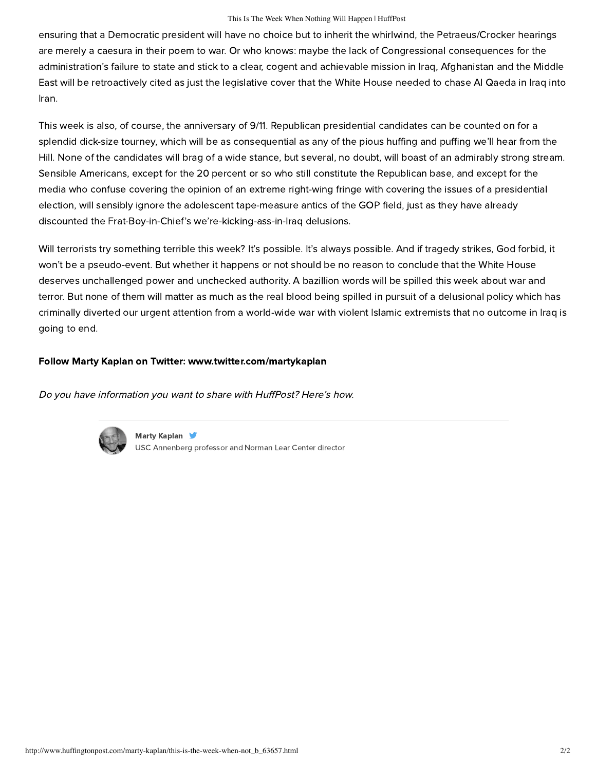ensuring that a Democratic president will have no choice but to inherit the whirlwind, the Petraeus/Crocker hearings are merely a caesura in their poem to war. Or who knows: maybe the lack of Congressional consequences for the administration's failure to state and stick to a clear, cogent and achievable mission in Iraq, Afghanistan and the Middle East will be retroactively cited as just the legislative cover that the White House needed to chase Al Qaeda in Iraq into Iran.

This week is also, of course, the anniversary of 9/11. Republican presidential candidates can be counted on for a splendid dick-size tourney, which will be as consequential as any of the pious huffing and puffing we'll hear from the Hill. None of the candidates will brag of a wide stance, but several, no doubt, will boast of an admirably strong stream. Sensible Americans, except for the 20 percent or so who still constitute the Republican base, and except for the media who confuse covering the opinion of an extreme right-wing fringe with covering the issues of a presidential election, will sensibly ignore the adolescent tape-measure antics of the GOP field, just as they have already discounted the Frat-Boy-in-Chief's we're-kicking-ass-in-Iraq delusions.

Will terrorists try something terrible this week? It's possible. It's always possible. And if tragedy strikes, God forbid, it won't be a pseudo-event. But whether it happens or not should be no reason to conclude that the White House deserves unchallenged power and unchecked authority. A bazillion words will be spilled this week about war and terror. But none of them will matter as much as the real blood being spilled in pursuit of a delusional policy which has criminally diverted our urgent attention from a world-wide war with violent Islamic extremists that no outcome in Iraq is going to end.

**Follow Marty Kaplan on Twitter: www.twitter.com/martykaplan**

*Do you have information you want to share with HuffPost? Here's how.*

**Marty Kaplan**
USC Annenberg professor and Norman Lear Center director